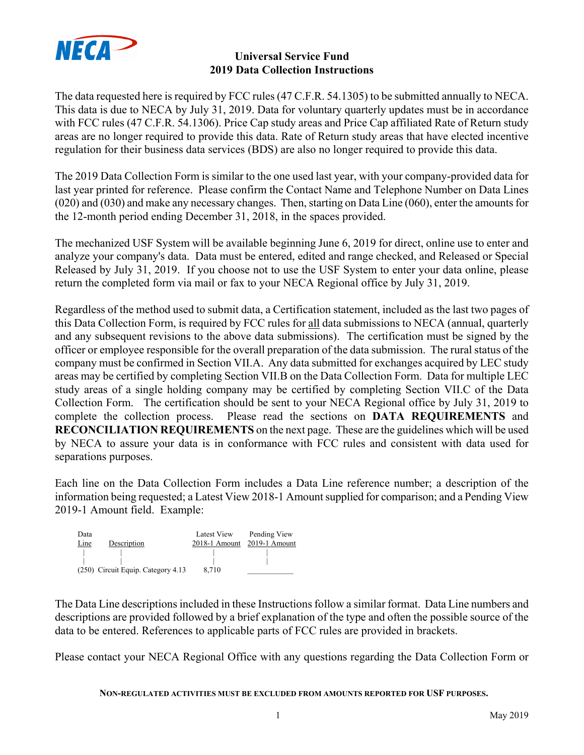# Universal Service Fund
## 2019 Data Collection Instructions

The data requested here is required by FCC rules (47 C.F.R. 54.1305) to be submitted annually to NECA. This data is due to NECA by July 31, 2019. Data for voluntary quarterly updates must be in accordance with FCC rules (47 C.F.R. 54.1306). Price Cap study areas and Price Cap affiliated Rate of Return study areas are no longer required to provide this data. Rate of Return study areas that have elected incentive regulation for their business data services (BDS) are also no longer required to provide this data.

The 2019 Data Collection Form is similar to the one used last year, with your company-provided data for last year printed for reference. Please confirm the Contact Name and Telephone Number on Data Lines (020) and (030) and make any necessary changes. Then, starting on Data Line (060), enter the amounts for the 12-month period ending December 31, 2018, in the spaces provided.

The mechanized USF System will be available beginning June 6, 2019 for direct, online use to enter and analyze your company's data. Data must be entered, edited and range checked, and Released or Special Released by July 31, 2019. If you choose not to use the USF System to enter your data online, please return the completed form via mail or fax to your NECA Regional office by July 31, 2019.

Regardless of the method used to submit data, a Certification statement, included as the last two pages of this Data Collection Form, is required by FCC rules for all data submissions to NECA (annual, quarterly and any subsequent revisions to the above data submissions). The certification must be signed by the officer or employee responsible for the overall preparation of the data submission. The rural status of the company must be confirmed in Section VII.A. Any data submitted for exchanges acquired by LEC study areas may be certified by completing Section VII.B on the Data Collection Form. Data for multiple LEC study areas of a single holding company may be certified by completing Section VII.C of the Data Collection Form. The certification should be sent to your NECA Regional office by July 31, 2019 to complete the collection process. Please read the sections on **DATA REQUIREMENTS** and **RECONCILIATION REQUIREMENTS** on the next page. These are the guidelines which will be used by NECA to assure your data is in conformance with FCC rules and consistent with data used for separations purposes.

Each line on the Data Collection Form includes a Data Line reference number; a description of the information being requested; a Latest View 2018-1 Amount supplied for comparison; and a Pending View 2019-1 Amount field. Example:

| Data Line | Description | Latest View 2018-1 Amount | Pending View 2019-1 Amount |
|---|---|---|---|
| (250) | Circuit Equip. Category 4.13 | 8,710 | ___________ |

The Data Line descriptions included in these Instructions follow a similar format. Data Line numbers and descriptions are provided followed by a brief explanation of the type and often the possible source of the data to be entered. References to applicable parts of FCC rules are provided in brackets.

Please contact your NECA Regional Office with any questions regarding the Data Collection Form or

**NON-REGULATED ACTIVITIES MUST BE EXCLUDED FROM AMOUNTS REPORTED FOR USF PURPOSES.**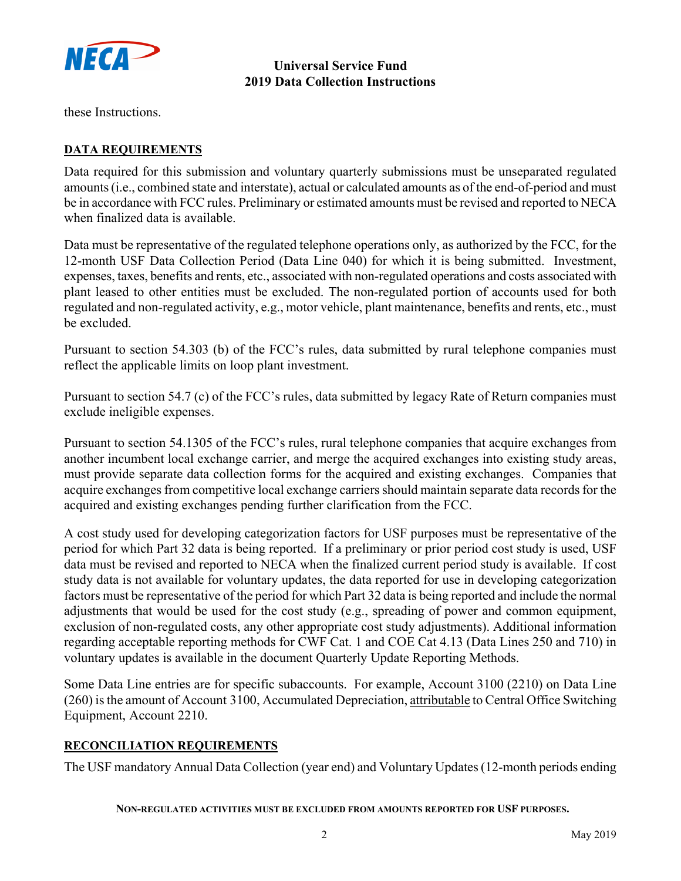these Instructions.

## DATA REQUIREMENTS

Data required for this submission and voluntary quarterly submissions must be unseparated regulated amounts (i.e., combined state and interstate), actual or calculated amounts as of the end-of-period and must be in accordance with FCC rules. Preliminary or estimated amounts must be revised and reported to NECA when finalized data is available.

Data must be representative of the regulated telephone operations only, as authorized by the FCC, for the 12-month USF Data Collection Period (Data Line 040) for which it is being submitted. Investment, expenses, taxes, benefits and rents, etc., associated with non-regulated operations and costs associated with plant leased to other entities must be excluded. The non-regulated portion of accounts used for both regulated and non-regulated activity, e.g., motor vehicle, plant maintenance, benefits and rents, etc., must be excluded.

Pursuant to section 54.303 (b) of the FCC's rules, data submitted by rural telephone companies must reflect the applicable limits on loop plant investment.

Pursuant to section 54.7 (c) of the FCC's rules, data submitted by legacy Rate of Return companies must exclude ineligible expenses.

Pursuant to section 54.1305 of the FCC's rules, rural telephone companies that acquire exchanges from another incumbent local exchange carrier, and merge the acquired exchanges into existing study areas, must provide separate data collection forms for the acquired and existing exchanges. Companies that acquire exchanges from competitive local exchange carriers should maintain separate data records for the acquired and existing exchanges pending further clarification from the FCC.

A cost study used for developing categorization factors for USF purposes must be representative of the period for which Part 32 data is being reported. If a preliminary or prior period cost study is used, USF data must be revised and reported to NECA when the finalized current period study is available. If cost study data is not available for voluntary updates, the data reported for use in developing categorization factors must be representative of the period for which Part 32 data is being reported and include the normal adjustments that would be used for the cost study (e.g., spreading of power and common equipment, exclusion of non-regulated costs, any other appropriate cost study adjustments). Additional information regarding acceptable reporting methods for CWF Cat. 1 and COE Cat 4.13 (Data Lines 250 and 710) in voluntary updates is available in the document Quarterly Update Reporting Methods.

Some Data Line entries are for specific subaccounts. For example, Account 3100 (2210) on Data Line (260) is the amount of Account 3100, Accumulated Depreciation, attributable to Central Office Switching Equipment, Account 2210.

## RECONCILIATION REQUIREMENTS

The USF mandatory Annual Data Collection (year end) and Voluntary Updates (12-month periods ending

**NON-REGULATED ACTIVITIES MUST BE EXCLUDED FROM AMOUNTS REPORTED FOR USF PURPOSES.**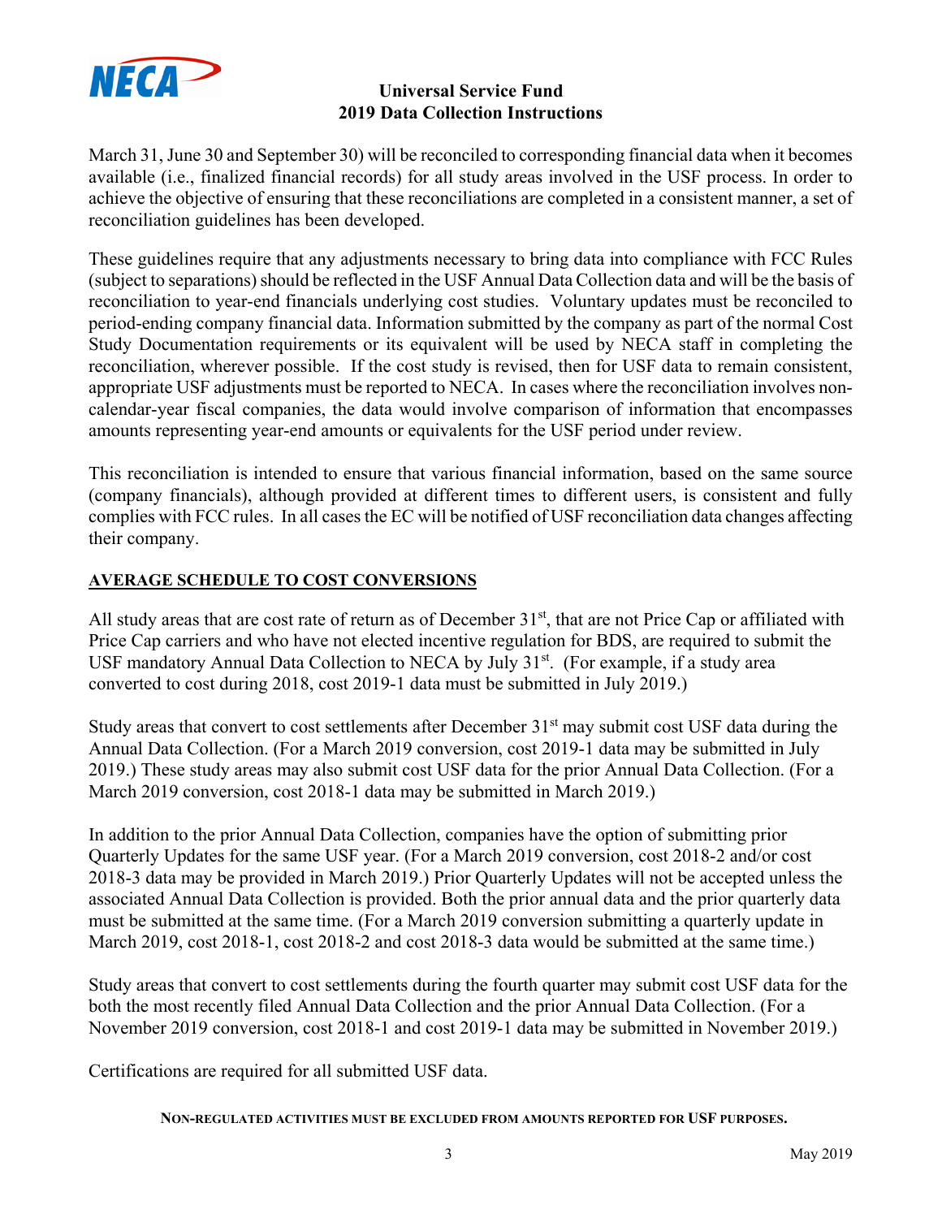March 31, June 30 and September 30) will be reconciled to corresponding financial data when it becomes available (i.e., finalized financial records) for all study areas involved in the USF process. In order to achieve the objective of ensuring that these reconciliations are completed in a consistent manner, a set of reconciliation guidelines has been developed.

These guidelines require that any adjustments necessary to bring data into compliance with FCC Rules (subject to separations) should be reflected in the USF Annual Data Collection data and will be the basis of reconciliation to year-end financials underlying cost studies. Voluntary updates must be reconciled to period-ending company financial data. Information submitted by the company as part of the normal Cost Study Documentation requirements or its equivalent will be used by NECA staff in completing the reconciliation, wherever possible. If the cost study is revised, then for USF data to remain consistent, appropriate USF adjustments must be reported to NECA. In cases where the reconciliation involves non-calendar-year fiscal companies, the data would involve comparison of information that encompasses amounts representing year-end amounts or equivalents for the USF period under review.

This reconciliation is intended to ensure that various financial information, based on the same source (company financials), although provided at different times to different users, is consistent and fully complies with FCC rules. In all cases the EC will be notified of USF reconciliation data changes affecting their company.

**AVERAGE SCHEDULE TO COST CONVERSIONS**

All study areas that are cost rate of return as of December 31st, that are not Price Cap or affiliated with Price Cap carriers and who have not elected incentive regulation for BDS, are required to submit the USF mandatory Annual Data Collection to NECA by July 31st. (For example, if a study area converted to cost during 2018, cost 2019-1 data must be submitted in July 2019.)

Study areas that convert to cost settlements after December 31st may submit cost USF data during the Annual Data Collection. (For a March 2019 conversion, cost 2019-1 data may be submitted in July 2019.) These study areas may also submit cost USF data for the prior Annual Data Collection. (For a March 2019 conversion, cost 2018-1 data may be submitted in March 2019.)

In addition to the prior Annual Data Collection, companies have the option of submitting prior Quarterly Updates for the same USF year. (For a March 2019 conversion, cost 2018-2 and/or cost 2018-3 data may be provided in March 2019.) Prior Quarterly Updates will not be accepted unless the associated Annual Data Collection is provided. Both the prior annual data and the prior quarterly data must be submitted at the same time. (For a March 2019 conversion submitting a quarterly update in March 2019, cost 2018-1, cost 2018-2 and cost 2018-3 data would be submitted at the same time.)

Study areas that convert to cost settlements during the fourth quarter may submit cost USF data for the both the most recently filed Annual Data Collection and the prior Annual Data Collection. (For a November 2019 conversion, cost 2018-1 and cost 2019-1 data may be submitted in November 2019.)

Certifications are required for all submitted USF data.

**NON-REGULATED ACTIVITIES MUST BE EXCLUDED FROM AMOUNTS REPORTED FOR USF PURPOSES.**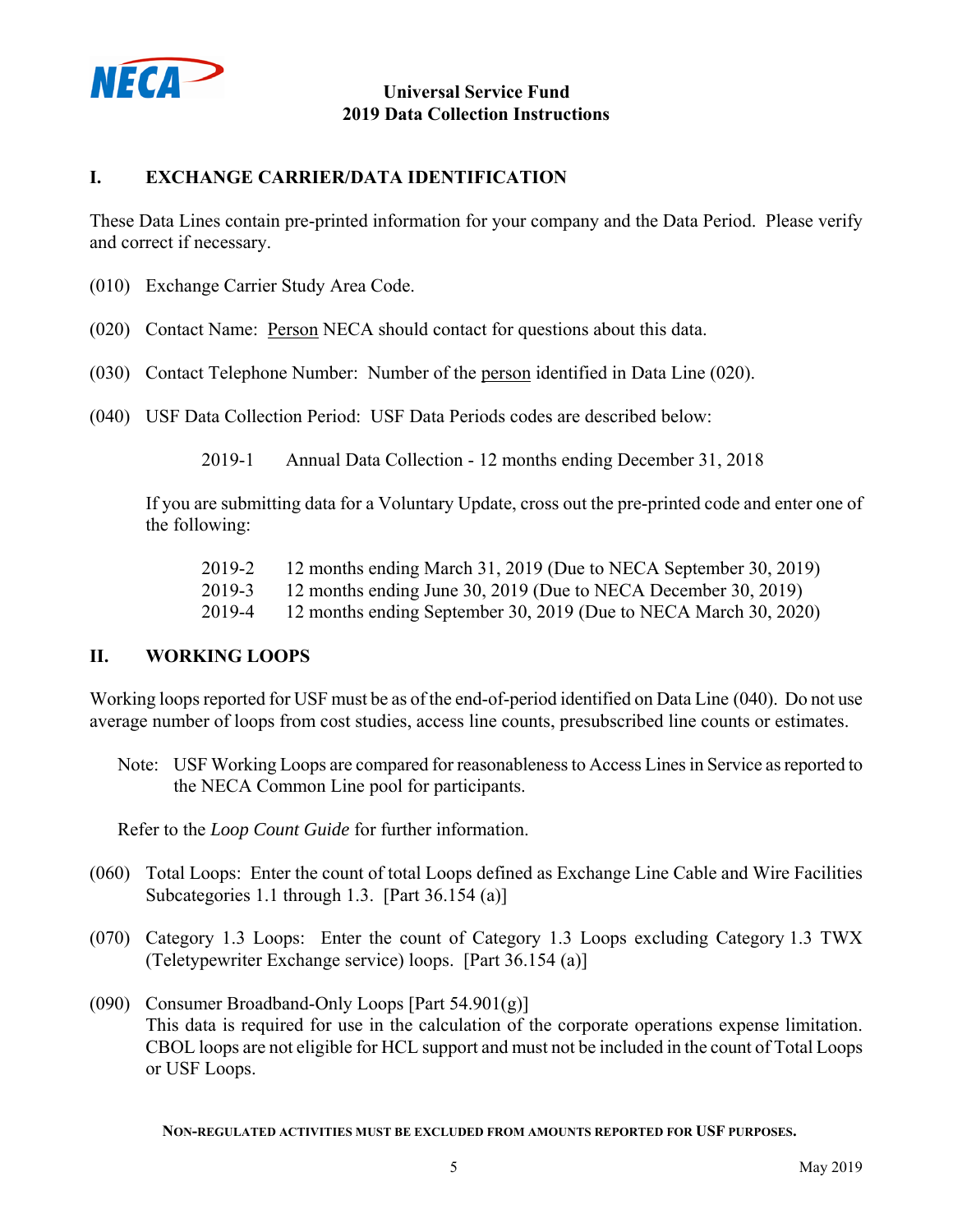## Universal Service Fund
## 2019 Data Collection Instructions

## I. EXCHANGE CARRIER/DATA IDENTIFICATION

These Data Lines contain pre-printed information for your company and the Data Period. Please verify and correct if necessary.

(010) Exchange Carrier Study Area Code.

(020) Contact Name: Person NECA should contact for questions about this data.

(030) Contact Telephone Number: Number of the person identified in Data Line (020).

(040) USF Data Collection Period: USF Data Periods codes are described below:

2019-1 Annual Data Collection - 12 months ending December 31, 2018

If you are submitting data for a Voluntary Update, cross out the pre-printed code and enter one of the following:

2019-2 12 months ending March 31, 2019 (Due to NECA September 30, 2019)
2019-3 12 months ending June 30, 2019 (Due to NECA December 30, 2019)
2019-4 12 months ending September 30, 2019 (Due to NECA March 30, 2020)

## II. WORKING LOOPS

Working loops reported for USF must be as of the end-of-period identified on Data Line (040). Do not use average number of loops from cost studies, access line counts, presubscribed line counts or estimates.

Note: USF Working Loops are compared for reasonableness to Access Lines in Service as reported to the NECA Common Line pool for participants.

Refer to the *Loop Count Guide* for further information.

(060) Total Loops: Enter the count of total Loops defined as Exchange Line Cable and Wire Facilities Subcategories 1.1 through 1.3. [Part 36.154 (a)]

(070) Category 1.3 Loops: Enter the count of Category 1.3 Loops excluding Category 1.3 TWX (Teletypewriter Exchange service) loops. [Part 36.154 (a)]

(090) Consumer Broadband-Only Loops [Part 54.901(g)]
This data is required for use in the calculation of the corporate operations expense limitation. CBOL loops are not eligible for HCL support and must not be included in the count of Total Loops or USF Loops.

**NON-REGULATED ACTIVITIES MUST BE EXCLUDED FROM AMOUNTS REPORTED FOR USF PURPOSES.**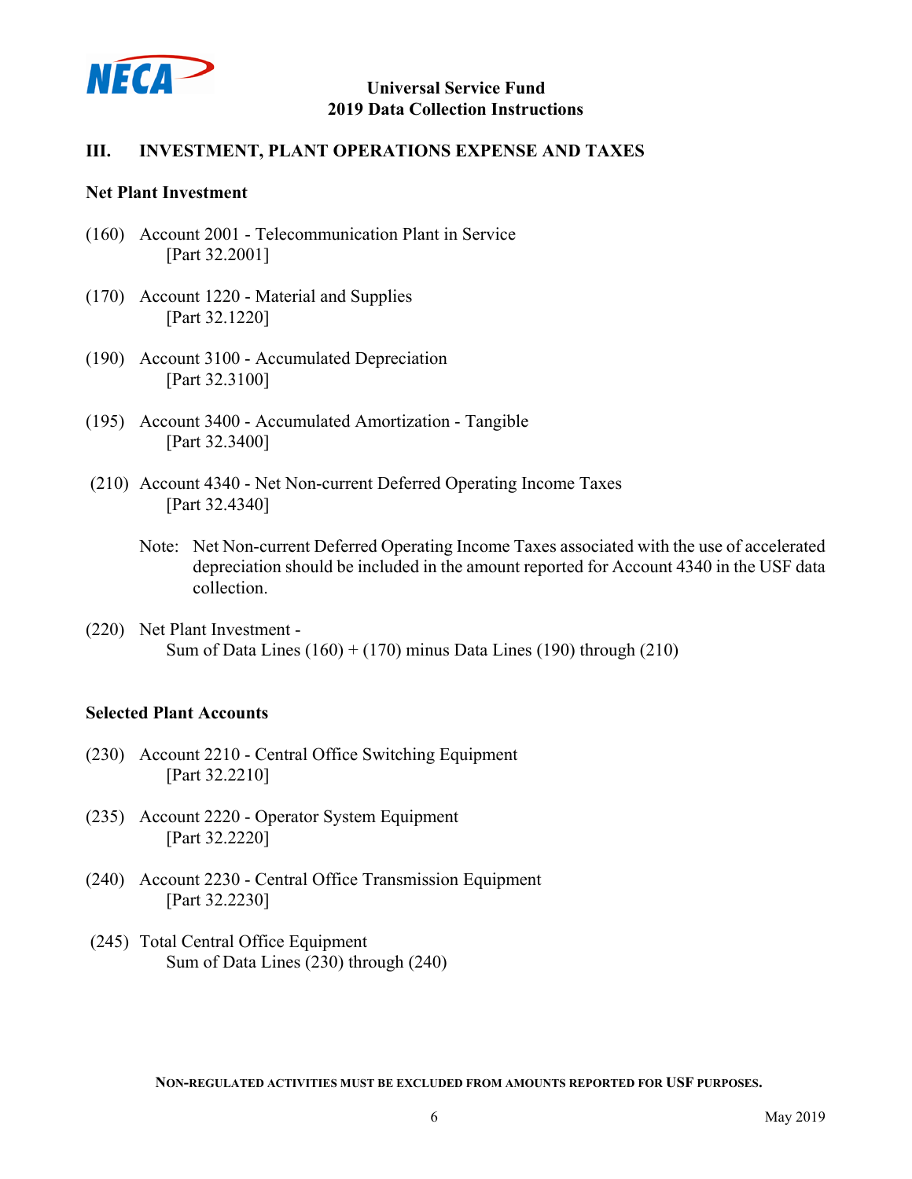## III. INVESTMENT, PLANT OPERATIONS EXPENSE AND TAXES

### Net Plant Investment

(160) Account 2001 - Telecommunication Plant in Service
[Part 32.2001]

(170) Account 1220 - Material and Supplies
[Part 32.1220]

(190) Account 3100 - Accumulated Depreciation
[Part 32.3100]

(195) Account 3400 - Accumulated Amortization - Tangible
[Part 32.3400]

(210) Account 4340 - Net Non-current Deferred Operating Income Taxes
[Part 32.4340]

Note: Net Non-current Deferred Operating Income Taxes associated with the use of accelerated depreciation should be included in the amount reported for Account 4340 in the USF data collection.

(220) Net Plant Investment -
Sum of Data Lines (160) + (170) minus Data Lines (190) through (210)

### Selected Plant Accounts

(230) Account 2210 - Central Office Switching Equipment
[Part 32.2210]

(235) Account 2220 - Operator System Equipment
[Part 32.2220]

(240) Account 2230 - Central Office Transmission Equipment
[Part 32.2230]

(245) Total Central Office Equipment
Sum of Data Lines (230) through (240)

**NON-REGULATED ACTIVITIES MUST BE EXCLUDED FROM AMOUNTS REPORTED FOR USF PURPOSES.**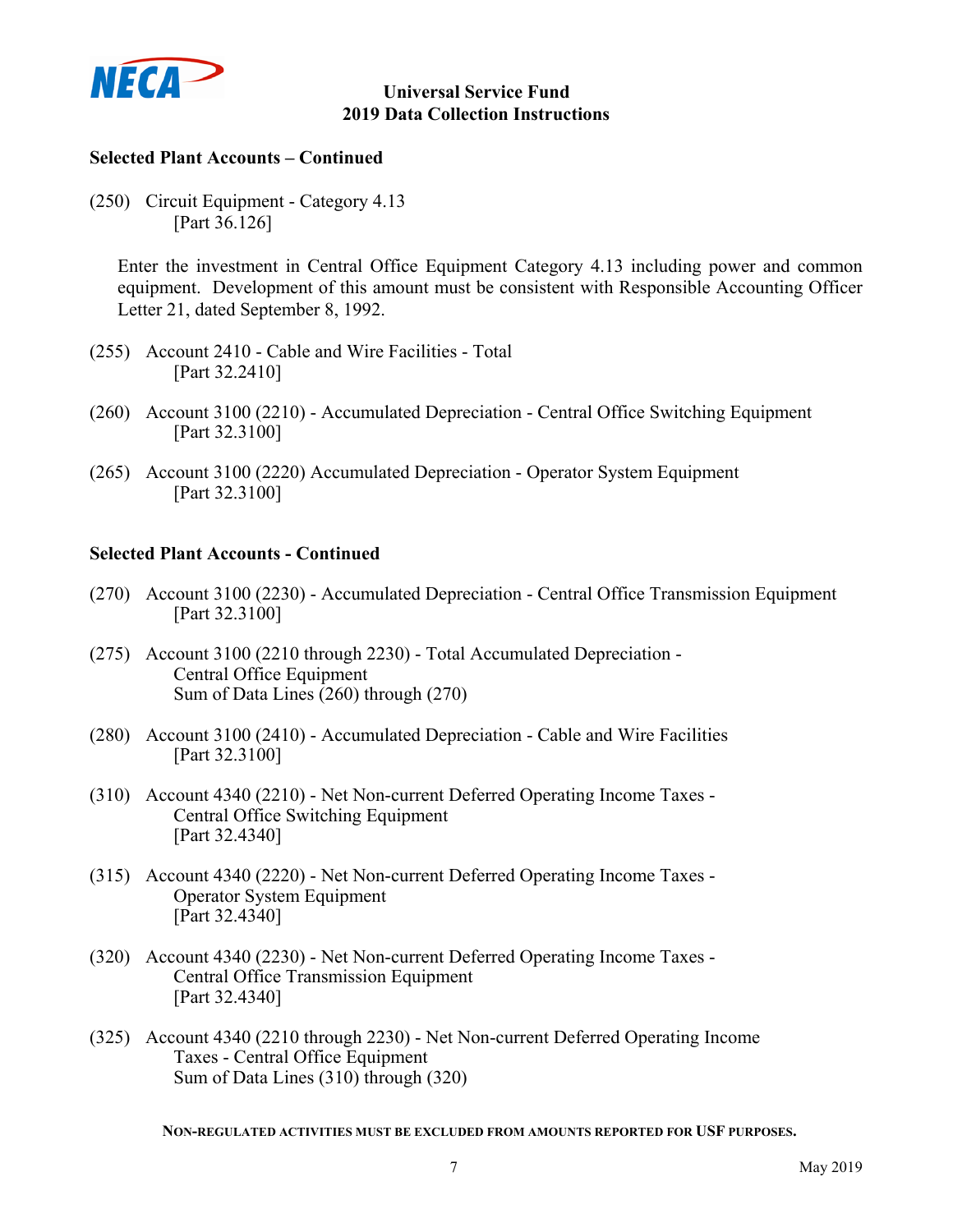### Selected Plant Accounts – Continued

(250) Circuit Equipment - Category 4.13
[Part 36.126]

Enter the investment in Central Office Equipment Category 4.13 including power and common equipment. Development of this amount must be consistent with Responsible Accounting Officer Letter 21, dated September 8, 1992.

(255) Account 2410 - Cable and Wire Facilities - Total
[Part 32.2410]

(260) Account 3100 (2210) - Accumulated Depreciation - Central Office Switching Equipment
[Part 32.3100]

(265) Account 3100 (2220) Accumulated Depreciation - Operator System Equipment
[Part 32.3100]

### Selected Plant Accounts - Continued

(270) Account 3100 (2230) - Accumulated Depreciation - Central Office Transmission Equipment
[Part 32.3100]

(275) Account 3100 (2210 through 2230) - Total Accumulated Depreciation - Central Office Equipment
Sum of Data Lines (260) through (270)

(280) Account 3100 (2410) - Accumulated Depreciation - Cable and Wire Facilities
[Part 32.3100]

(310) Account 4340 (2210) - Net Non-current Deferred Operating Income Taxes - Central Office Switching Equipment
[Part 32.4340]

(315) Account 4340 (2220) - Net Non-current Deferred Operating Income Taxes - Operator System Equipment
[Part 32.4340]

(320) Account 4340 (2230) - Net Non-current Deferred Operating Income Taxes - Central Office Transmission Equipment
[Part 32.4340]

(325) Account 4340 (2210 through 2230) - Net Non-current Deferred Operating Income Taxes - Central Office Equipment
Sum of Data Lines (310) through (320)

**NON-REGULATED ACTIVITIES MUST BE EXCLUDED FROM AMOUNTS REPORTED FOR USF PURPOSES.**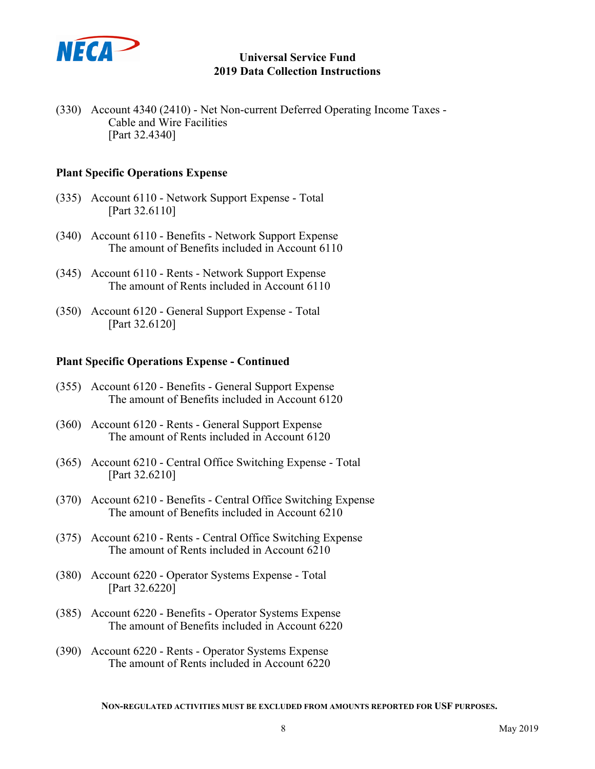(330) Account 4340 (2410) - Net Non-current Deferred Operating Income Taxes - Cable and Wire Facilities
[Part 32.4340]

**Plant Specific Operations Expense**

(335) Account 6110 - Network Support Expense - Total
[Part 32.6110]

(340) Account 6110 - Benefits - Network Support Expense
The amount of Benefits included in Account 6110

(345) Account 6110 - Rents - Network Support Expense
The amount of Rents included in Account 6110

(350) Account 6120 - General Support Expense - Total
[Part 32.6120]

**Plant Specific Operations Expense - Continued**

(355) Account 6120 - Benefits - General Support Expense
The amount of Benefits included in Account 6120

(360) Account 6120 - Rents - General Support Expense
The amount of Rents included in Account 6120

(365) Account 6210 - Central Office Switching Expense - Total
[Part 32.6210]

(370) Account 6210 - Benefits - Central Office Switching Expense
The amount of Benefits included in Account 6210

(375) Account 6210 - Rents - Central Office Switching Expense
The amount of Rents included in Account 6210

(380) Account 6220 - Operator Systems Expense - Total
[Part 32.6220]

(385) Account 6220 - Benefits - Operator Systems Expense
The amount of Benefits included in Account 6220

(390) Account 6220 - Rents - Operator Systems Expense
The amount of Rents included in Account 6220

**NON-REGULATED ACTIVITIES MUST BE EXCLUDED FROM AMOUNTS REPORTED FOR USF PURPOSES.**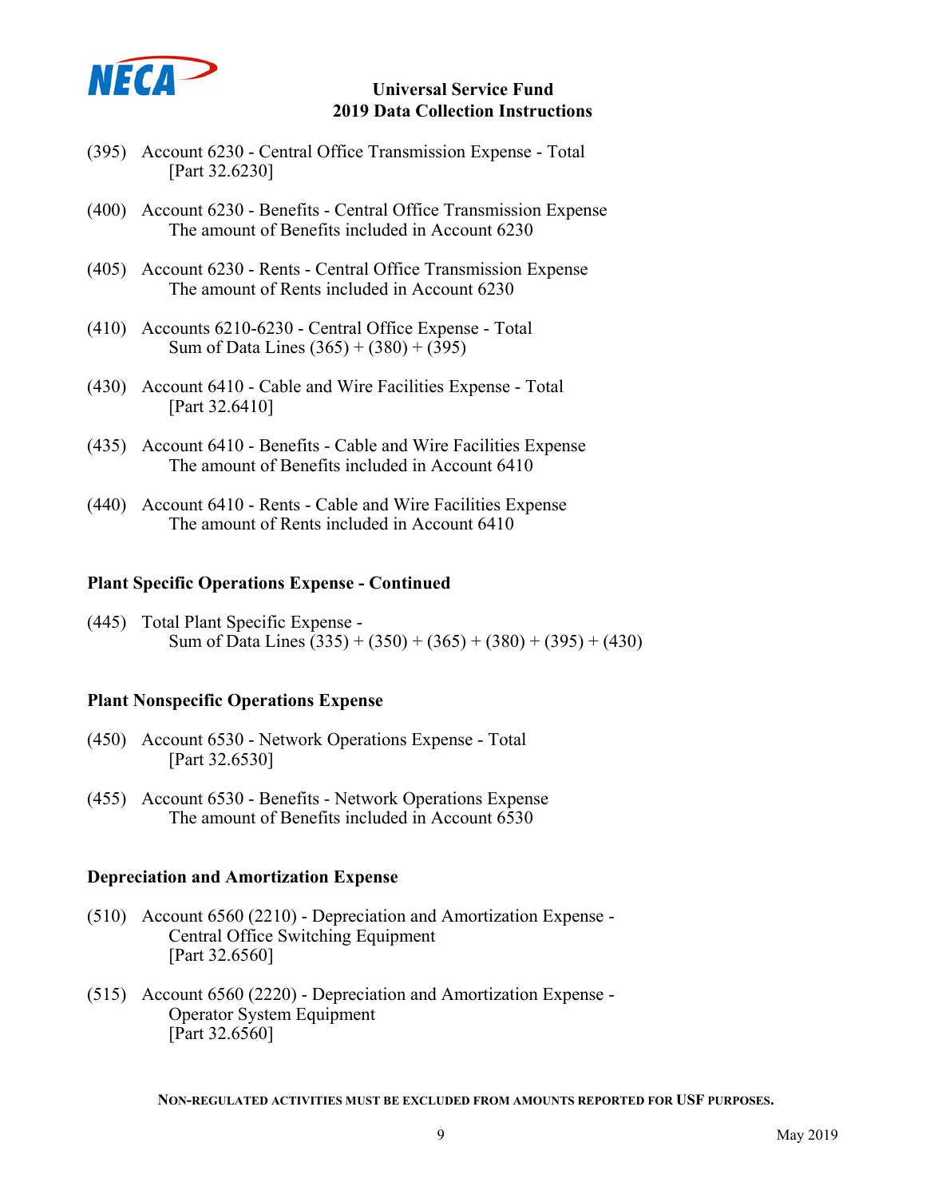(395) Account 6230 - Central Office Transmission Expense - Total
[Part 32.6230]

(400) Account 6230 - Benefits - Central Office Transmission Expense
The amount of Benefits included in Account 6230

(405) Account 6230 - Rents - Central Office Transmission Expense
The amount of Rents included in Account 6230

(410) Accounts 6210-6230 - Central Office Expense - Total
Sum of Data Lines (365) + (380) + (395)

(430) Account 6410 - Cable and Wire Facilities Expense - Total
[Part 32.6410]

(435) Account 6410 - Benefits - Cable and Wire Facilities Expense
The amount of Benefits included in Account 6410

(440) Account 6410 - Rents - Cable and Wire Facilities Expense
The amount of Rents included in Account 6410

## Plant Specific Operations Expense - Continued

(445) Total Plant Specific Expense -
Sum of Data Lines (335) + (350) + (365) + (380) + (395) + (430)

## Plant Nonspecific Operations Expense

(450) Account 6530 - Network Operations Expense - Total
[Part 32.6530]

(455) Account 6530 - Benefits - Network Operations Expense
The amount of Benefits included in Account 6530

## Depreciation and Amortization Expense

(510) Account 6560 (2210) - Depreciation and Amortization Expense -
Central Office Switching Equipment
[Part 32.6560]

(515) Account 6560 (2220) - Depreciation and Amortization Expense -
Operator System Equipment
[Part 32.6560]

**NON-REGULATED ACTIVITIES MUST BE EXCLUDED FROM AMOUNTS REPORTED FOR USF PURPOSES.**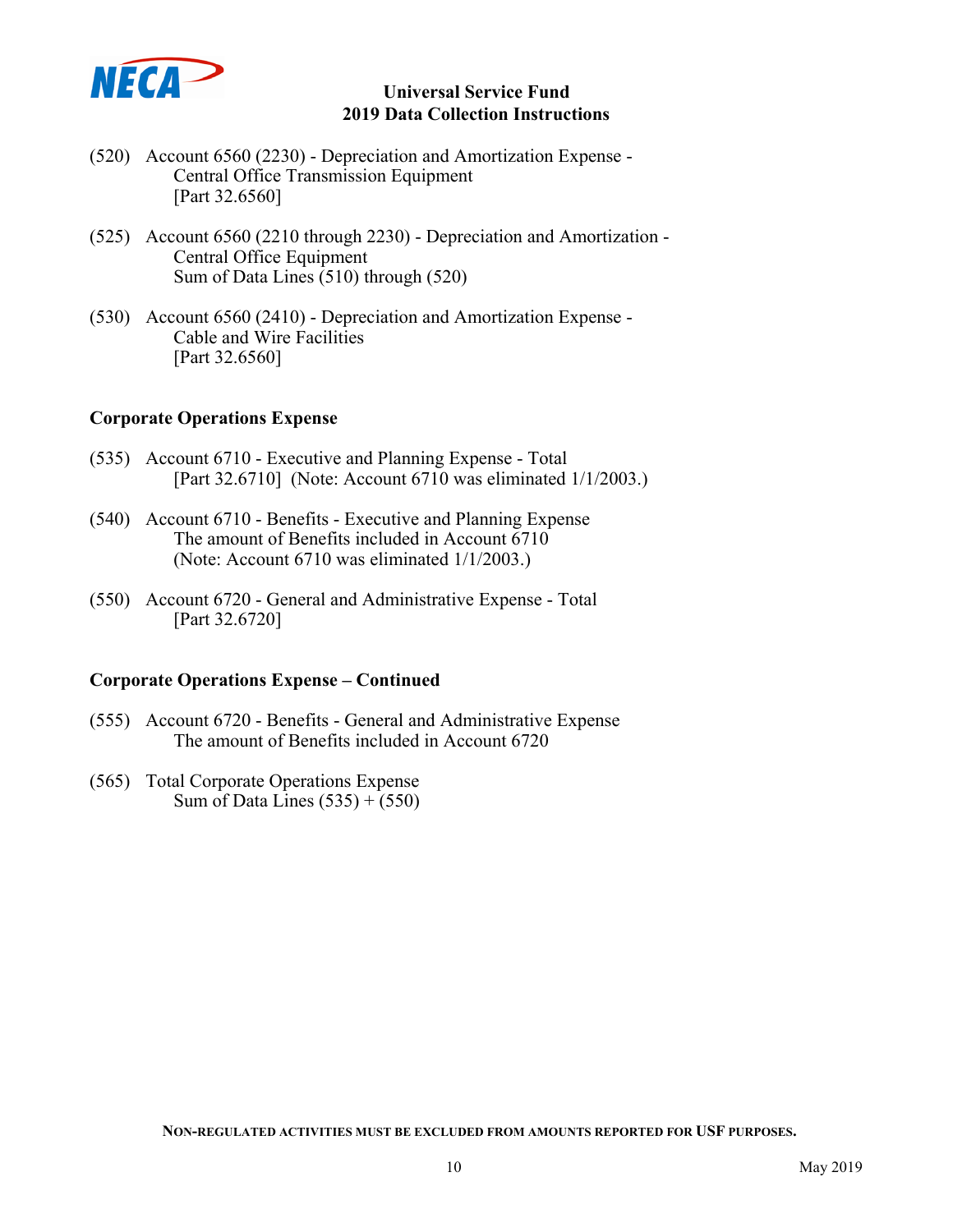(520) Account 6560 (2230) - Depreciation and Amortization Expense -
Central Office Transmission Equipment
[Part 32.6560]

(525) Account 6560 (2210 through 2230) - Depreciation and Amortization -
Central Office Equipment
Sum of Data Lines (510) through (520)

(530) Account 6560 (2410) - Depreciation and Amortization Expense -
Cable and Wire Facilities
[Part 32.6560]

### Corporate Operations Expense

(535) Account 6710 - Executive and Planning Expense - Total
[Part 32.6710] (Note: Account 6710 was eliminated 1/1/2003.)

(540) Account 6710 - Benefits - Executive and Planning Expense
The amount of Benefits included in Account 6710
(Note: Account 6710 was eliminated 1/1/2003.)

(550) Account 6720 - General and Administrative Expense - Total
[Part 32.6720]

### Corporate Operations Expense – Continued

(555) Account 6720 - Benefits - General and Administrative Expense
The amount of Benefits included in Account 6720

(565) Total Corporate Operations Expense
Sum of Data Lines (535) + (550)

**NON-REGULATED ACTIVITIES MUST BE EXCLUDED FROM AMOUNTS REPORTED FOR USF PURPOSES.**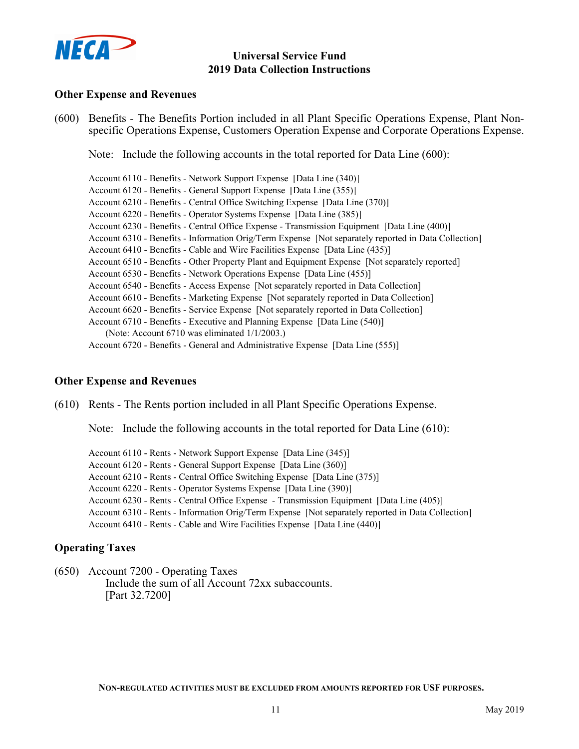### Other Expense and Revenues

(600) Benefits - The Benefits Portion included in all Plant Specific Operations Expense, Plant Non-specific Operations Expense, Customers Operation Expense and Corporate Operations Expense.

Note: Include the following accounts in the total reported for Data Line (600):

Account 6110 - Benefits - Network Support Expense [Data Line (340)]
Account 6120 - Benefits - General Support Expense [Data Line (355)]
Account 6210 - Benefits - Central Office Switching Expense [Data Line (370)]
Account 6220 - Benefits - Operator Systems Expense [Data Line (385)]
Account 6230 - Benefits - Central Office Expense - Transmission Equipment [Data Line (400)]
Account 6310 - Benefits - Information Orig/Term Expense [Not separately reported in Data Collection]
Account 6410 - Benefits - Cable and Wire Facilities Expense [Data Line (435)]
Account 6510 - Benefits - Other Property Plant and Equipment Expense [Not separately reported]
Account 6530 - Benefits - Network Operations Expense [Data Line (455)]
Account 6540 - Benefits - Access Expense [Not separately reported in Data Collection]
Account 6610 - Benefits - Marketing Expense [Not separately reported in Data Collection]
Account 6620 - Benefits - Service Expense [Not separately reported in Data Collection]
Account 6710 - Benefits - Executive and Planning Expense [Data Line (540)]
(Note: Account 6710 was eliminated 1/1/2003.)
Account 6720 - Benefits - General and Administrative Expense [Data Line (555)]

### Other Expense and Revenues

(610) Rents - The Rents portion included in all Plant Specific Operations Expense.

Note: Include the following accounts in the total reported for Data Line (610):

Account 6110 - Rents - Network Support Expense [Data Line (345)]
Account 6120 - Rents - General Support Expense [Data Line (360)]
Account 6210 - Rents - Central Office Switching Expense [Data Line (375)]
Account 6220 - Rents - Operator Systems Expense [Data Line (390)]
Account 6230 - Rents - Central Office Expense - Transmission Equipment [Data Line (405)]
Account 6310 - Rents - Information Orig/Term Expense [Not separately reported in Data Collection]
Account 6410 - Rents - Cable and Wire Facilities Expense [Data Line (440)]

### Operating Taxes

(650) Account 7200 - Operating Taxes
Include the sum of all Account 72xx subaccounts.
[Part 32.7200]

**NON-REGULATED ACTIVITIES MUST BE EXCLUDED FROM AMOUNTS REPORTED FOR USF PURPOSES.**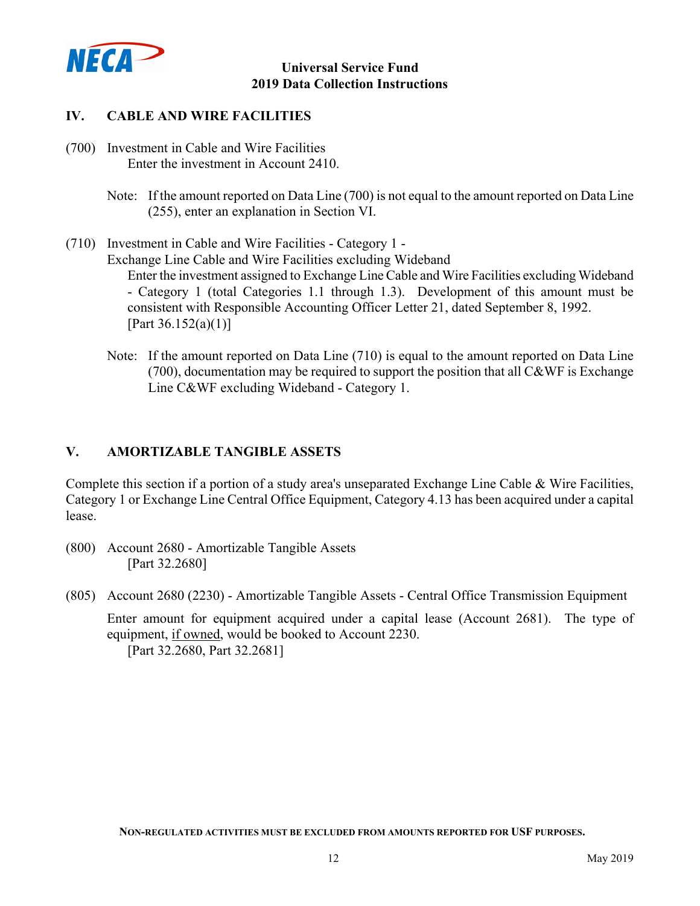## IV. CABLE AND WIRE FACILITIES

(700) Investment in Cable and Wire Facilities
Enter the investment in Account 2410.

Note: If the amount reported on Data Line (700) is not equal to the amount reported on Data Line (255), enter an explanation in Section VI.

(710) Investment in Cable and Wire Facilities - Category 1 - Exchange Line Cable and Wire Facilities excluding Wideband
Enter the investment assigned to Exchange Line Cable and Wire Facilities excluding Wideband - Category 1 (total Categories 1.1 through 1.3). Development of this amount must be consistent with Responsible Accounting Officer Letter 21, dated September 8, 1992. [Part 36.152(a)(1)]

Note: If the amount reported on Data Line (710) is equal to the amount reported on Data Line (700), documentation may be required to support the position that all C&WF is Exchange Line C&WF excluding Wideband - Category 1.

## V. AMORTIZABLE TANGIBLE ASSETS

Complete this section if a portion of a study area's unseparated Exchange Line Cable & Wire Facilities, Category 1 or Exchange Line Central Office Equipment, Category 4.13 has been acquired under a capital lease.

(800) Account 2680 - Amortizable Tangible Assets
[Part 32.2680]

(805) Account 2680 (2230) - Amortizable Tangible Assets - Central Office Transmission Equipment

Enter amount for equipment acquired under a capital lease (Account 2681). The type of equipment, <u>if owned</u>, would be booked to Account 2230.
[Part 32.2680, Part 32.2681]

**NON-REGULATED ACTIVITIES MUST BE EXCLUDED FROM AMOUNTS REPORTED FOR USF PURPOSES.**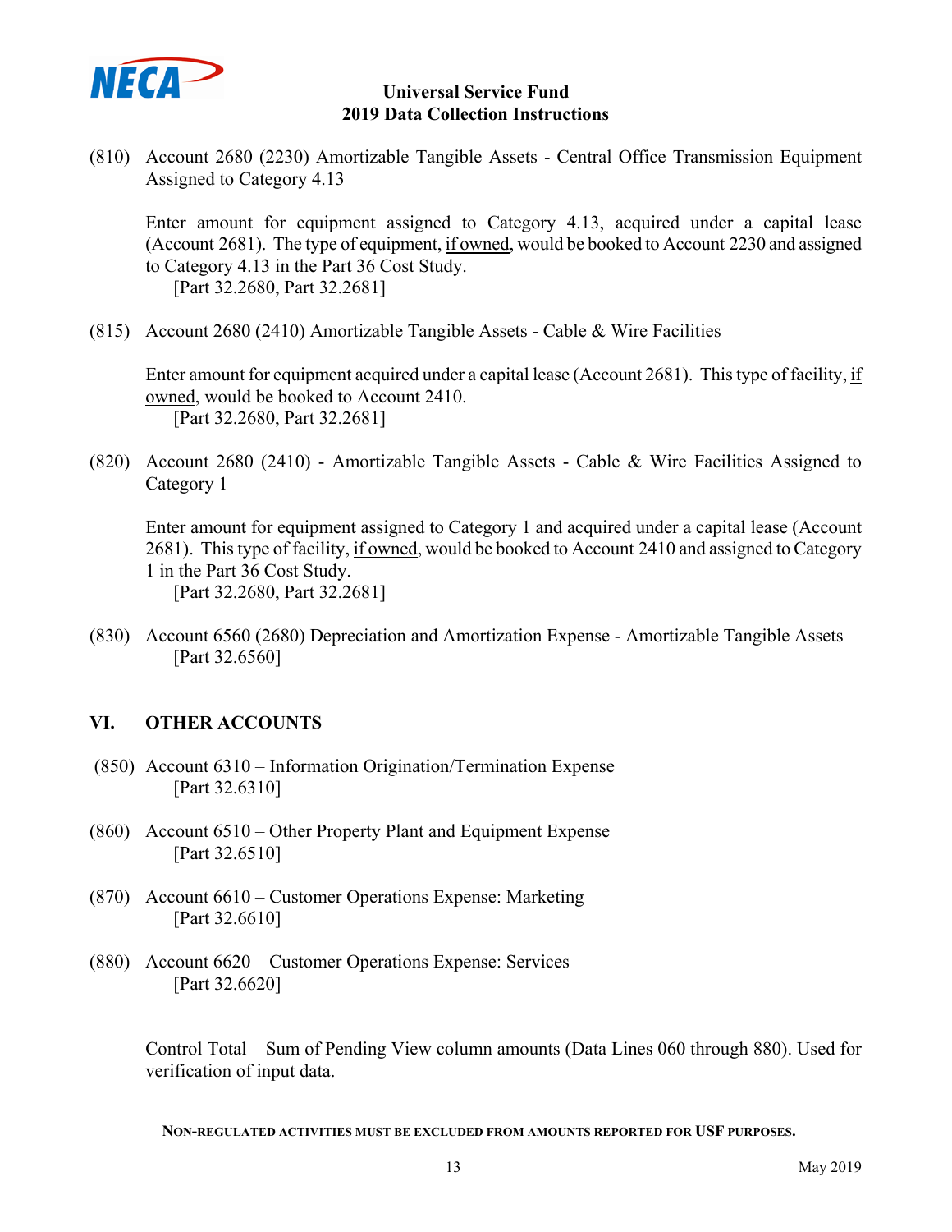(810) Account 2680 (2230) Amortizable Tangible Assets - Central Office Transmission Equipment Assigned to Category 4.13

Enter amount for equipment assigned to Category 4.13, acquired under a capital lease (Account 2681). The type of equipment, <u>if owned</u>, would be booked to Account 2230 and assigned to Category 4.13 in the Part 36 Cost Study.
[Part 32.2680, Part 32.2681]

(815) Account 2680 (2410) Amortizable Tangible Assets - Cable & Wire Facilities

Enter amount for equipment acquired under a capital lease (Account 2681). This type of facility, <u>if owned</u>, would be booked to Account 2410.
[Part 32.2680, Part 32.2681]

(820) Account 2680 (2410) - Amortizable Tangible Assets - Cable & Wire Facilities Assigned to Category 1

Enter amount for equipment assigned to Category 1 and acquired under a capital lease (Account 2681). This type of facility, <u>if owned</u>, would be booked to Account 2410 and assigned to Category 1 in the Part 36 Cost Study.
[Part 32.2680, Part 32.2681]

(830) Account 6560 (2680) Depreciation and Amortization Expense - Amortizable Tangible Assets
[Part 32.6560]

## VI. OTHER ACCOUNTS

(850) Account 6310 – Information Origination/Termination Expense
[Part 32.6310]

(860) Account 6510 – Other Property Plant and Equipment Expense
[Part 32.6510]

(870) Account 6610 – Customer Operations Expense: Marketing
[Part 32.6610]

(880) Account 6620 – Customer Operations Expense: Services
[Part 32.6620]

Control Total – Sum of Pending View column amounts (Data Lines 060 through 880). Used for verification of input data.

**NON-REGULATED ACTIVITIES MUST BE EXCLUDED FROM AMOUNTS REPORTED FOR USF PURPOSES.**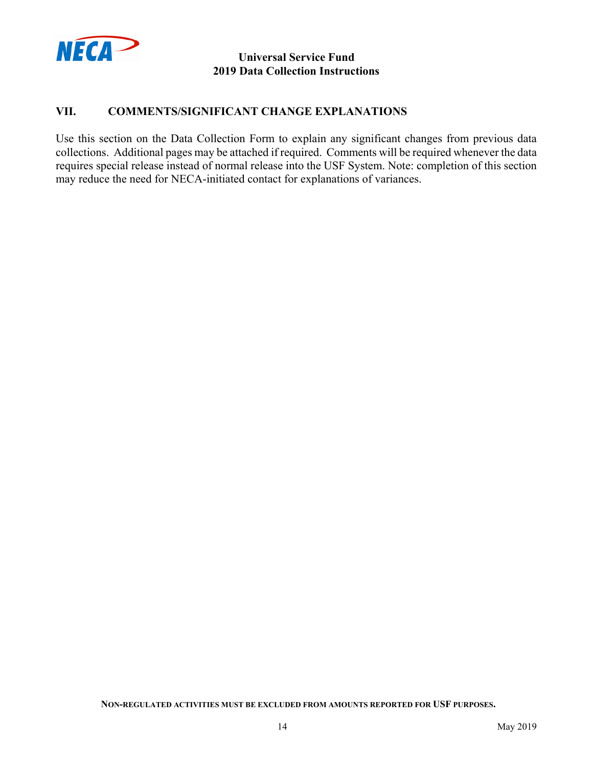## VII. COMMENTS/SIGNIFICANT CHANGE EXPLANATIONS

Use this section on the Data Collection Form to explain any significant changes from previous data collections. Additional pages may be attached if required. Comments will be required whenever the data requires special release instead of normal release into the USF System. Note: completion of this section may reduce the need for NECA-initiated contact for explanations of variances.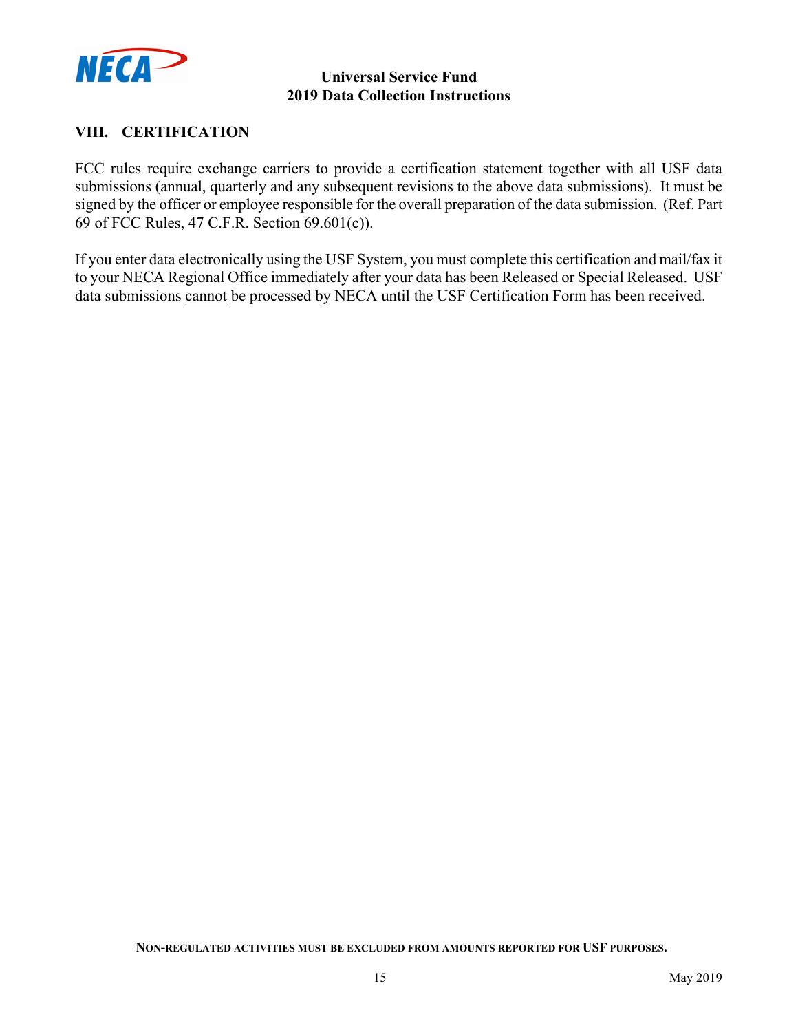## VIII. CERTIFICATION

FCC rules require exchange carriers to provide a certification statement together with all USF data submissions (annual, quarterly and any subsequent revisions to the above data submissions). It must be signed by the officer or employee responsible for the overall preparation of the data submission. (Ref. Part 69 of FCC Rules, 47 C.F.R. Section 69.601(c)).

If you enter data electronically using the USF System, you must complete this certification and mail/fax it to your NECA Regional Office immediately after your data has been Released or Special Released. USF data submissions cannot be processed by NECA until the USF Certification Form has been received.